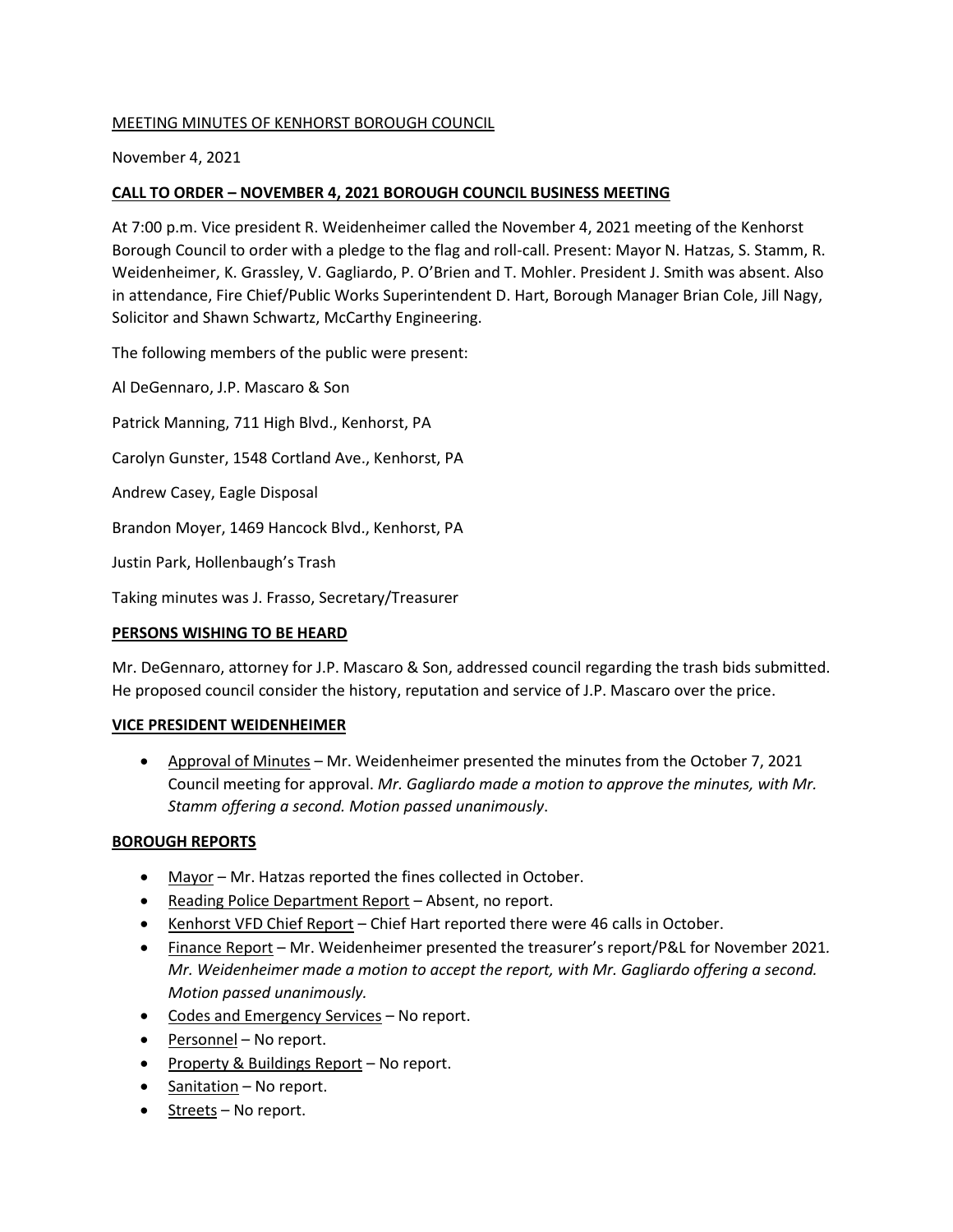MEETING MINUTES OF KENHORST BOROUGH COUNCIL

November 4, 2021

**CALL TO ORDER – NOVEMBER 4, 2021 BOROUGH COUNCIL BUSINESS MEETING**

At 7:00 p.m. Vice president R. Weidenheimer called the November 4, 2021 meeting of the Kenhorst Borough Council to order with a pledge to the flag and roll-call. Present: Mayor N. Hatzas, S. Stamm, R. Weidenheimer, K. Grassley, V. Gagliardo, P. O'Brien and T. Mohler. President J. Smith was absent. Also in attendance, Fire Chief/Public Works Superintendent D. Hart, Borough Manager Brian Cole, Jill Nagy, Solicitor and Shawn Schwartz, McCarthy Engineering.

The following members of the public were present:

Al DeGennaro, J.P. Mascaro & Son

Patrick Manning, 711 High Blvd., Kenhorst, PA

Carolyn Gunster, 1548 Cortland Ave., Kenhorst, PA

Andrew Casey, Eagle Disposal

Brandon Moyer, 1469 Hancock Blvd., Kenhorst, PA

Justin Park, Hollenbaugh's Trash

Taking minutes was J. Frasso, Secretary/Treasurer

**PERSONS WISHING TO BE HEARD**

Mr. DeGennaro, attorney for J.P. Mascaro & Son, addressed council regarding the trash bids submitted. He proposed council consider the history, reputation and service of J.P. Mascaro over the price.

**VICE PRESIDENT WEIDENHEIMER**

- Approval of Minutes – Mr. Weidenheimer presented the minutes from the October 7, 2021 Council meeting for approval. *Mr. Gagliardo made a motion to approve the minutes, with Mr. Stamm offering a second. Motion passed unanimously*.

**BOROUGH REPORTS**

- Mayor – Mr. Hatzas reported the fines collected in October.
- Reading Police Department Report – Absent, no report.
- Kenhorst VFD Chief Report – Chief Hart reported there were 46 calls in October.
- Finance Report – Mr. Weidenheimer presented the treasurer's report/P&L for November 2021. *Mr. Weidenheimer made a motion to accept the report, with Mr. Gagliardo offering a second. Motion passed unanimously.*
- Codes and Emergency Services – No report.
- Personnel – No report.
- Property & Buildings Report – No report.
- Sanitation – No report.
- Streets – No report.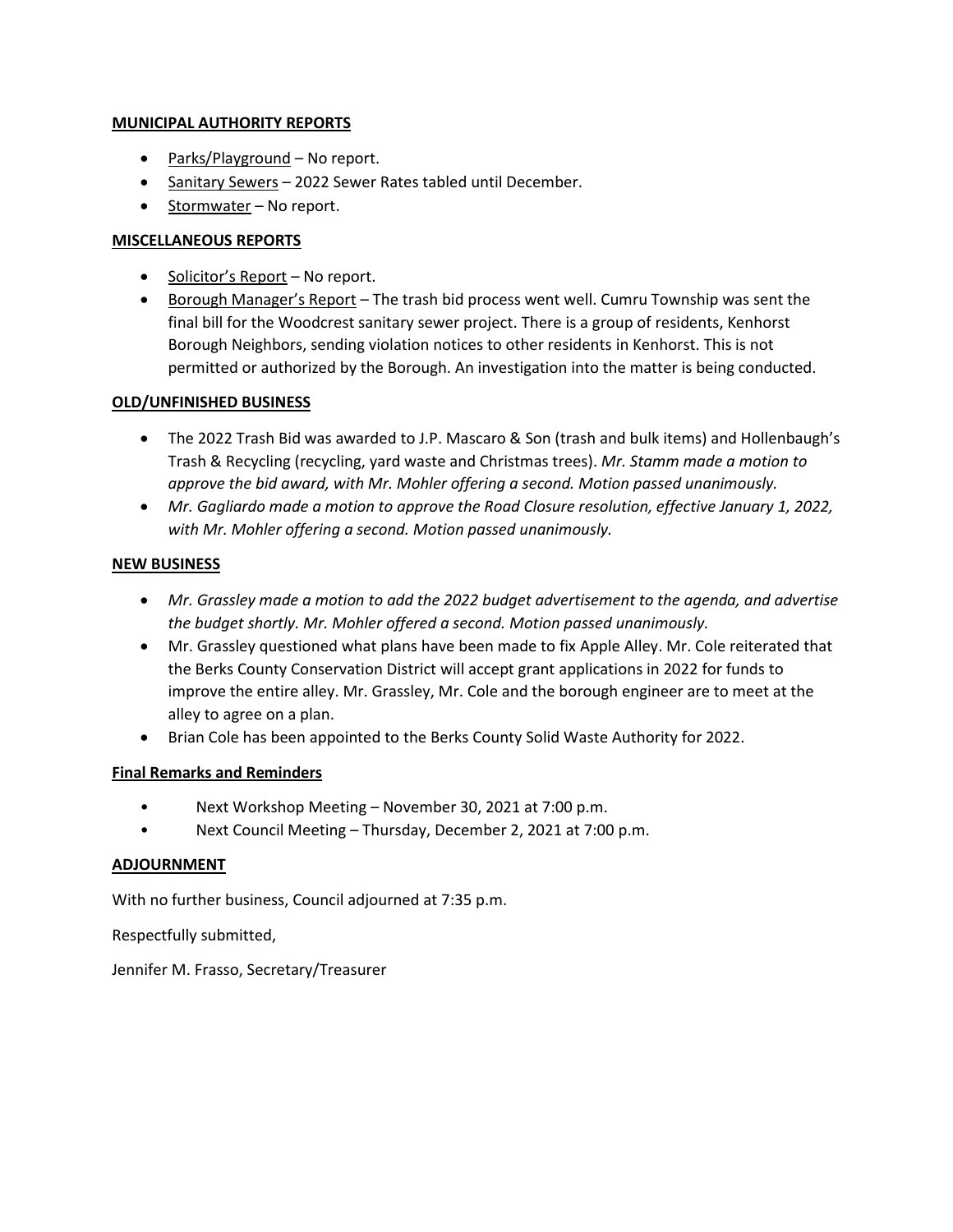**MUNICIPAL AUTHORITY REPORTS**

- Parks/Playground – No report.
- Sanitary Sewers – 2022 Sewer Rates tabled until December.
- Stormwater – No report.

**MISCELLANEOUS REPORTS**

- Solicitor's Report – No report.
- Borough Manager's Report – The trash bid process went well. Cumru Township was sent the final bill for the Woodcrest sanitary sewer project. There is a group of residents, Kenhorst Borough Neighbors, sending violation notices to other residents in Kenhorst. This is not permitted or authorized by the Borough. An investigation into the matter is being conducted.

**OLD/UNFINISHED BUSINESS**

- The 2022 Trash Bid was awarded to J.P. Mascaro & Son (trash and bulk items) and Hollenbaugh's Trash & Recycling (recycling, yard waste and Christmas trees). *Mr. Stamm made a motion to approve the bid award, with Mr. Mohler offering a second. Motion passed unanimously.*
- *Mr. Gagliardo made a motion to approve the Road Closure resolution, effective January 1, 2022, with Mr. Mohler offering a second. Motion passed unanimously.*

**NEW BUSINESS**

- *Mr. Grassley made a motion to add the 2022 budget advertisement to the agenda, and advertise the budget shortly. Mr. Mohler offered a second. Motion passed unanimously.*
- Mr. Grassley questioned what plans have been made to fix Apple Alley. Mr. Cole reiterated that the Berks County Conservation District will accept grant applications in 2022 for funds to improve the entire alley. Mr. Grassley, Mr. Cole and the borough engineer are to meet at the alley to agree on a plan.
- Brian Cole has been appointed to the Berks County Solid Waste Authority for 2022.

**Final Remarks and Reminders**

- Next Workshop Meeting – November 30, 2021 at 7:00 p.m.
- Next Council Meeting – Thursday, December 2, 2021 at 7:00 p.m.

**ADJOURNMENT**

With no further business, Council adjourned at 7:35 p.m.

Respectfully submitted,

Jennifer M. Frasso, Secretary/Treasurer